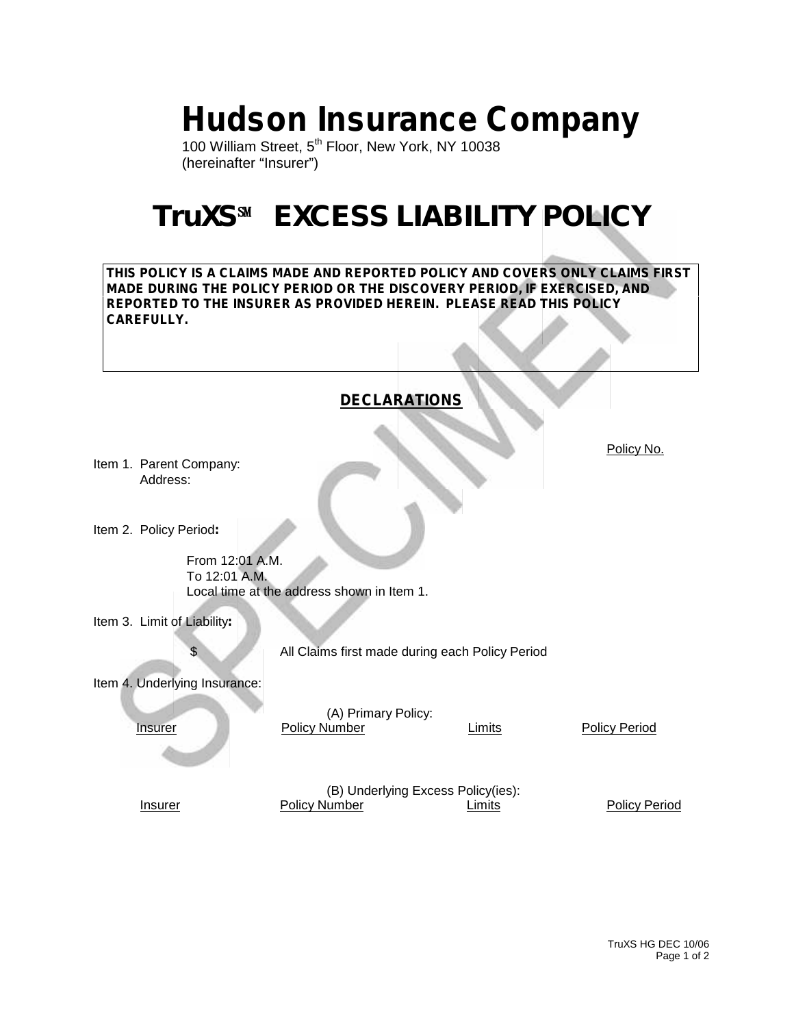# Hudson Insurance Company

100 William Street, 5th Floor, New York, NY 10038
(hereinafter "Insurer")

# TruXS℠ EXCESS LIABILITY POLICY

**THIS POLICY IS A CLAIMS MADE AND REPORTED POLICY AND COVERS ONLY CLAIMS FIRST MADE DURING THE POLICY PERIOD OR THE DISCOVERY PERIOD, IF EXERCISED, AND REPORTED TO THE INSURER AS PROVIDED HEREIN. PLEASE READ THIS POLICY CAREFULLY.**

## DECLARATIONS

Policy No.

Item 1. Parent Company:
Address:

Item 2. Policy Period**:**

From 12:01 A.M.
To 12:01 A.M.
Local time at the address shown in Item 1.

Item 3. Limit of Liability**:**

$ All Claims first made during each Policy Period

Item 4. Underlying Insurance:

(A) Primary Policy:

| Insurer | Policy Number | Limits | Policy Period |
|---|---|---|---|

(B) Underlying Excess Policy(ies):

| Insurer | Policy Number | Limits | Policy Period |
|---|---|---|---|

TruXS HG DEC 10/06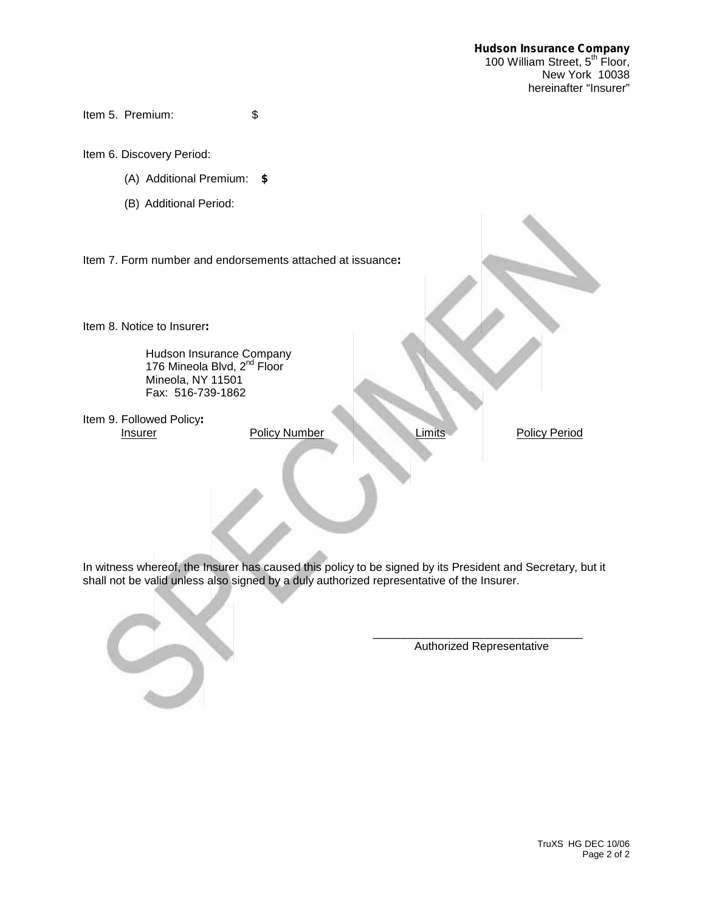**Hudson Insurance Company**
100 William Street, 5th Floor,
New York 10038
hereinafter "Insurer"

Item 5. Premium: $

Item 6. Discovery Period:

(A) Additional Premium: **$**

(B) Additional Period:

Item 7. Form number and endorsements attached at issuance**:**

Item 8. Notice to Insurer**:**

Hudson Insurance Company
176 Mineola Blvd, 2nd Floor
Mineola, NY 11501
Fax: 516-739-1862

Item 9. Followed Policy**:**

| Insurer | Policy Number | Limits | Policy Period |
| --- | --- | --- | --- |

In witness whereof, the Insurer has caused this policy to be signed by its President and Secretary, but it shall not be valid unless also signed by a duly authorized representative of the Insurer.

\_\_\_\_\_\_\_\_\_\_\_\_\_\_\_\_\_\_\_\_\_\_\_\_\_\_\_\_\_\_\_\_
Authorized Representative

TruXS HG DEC 10/06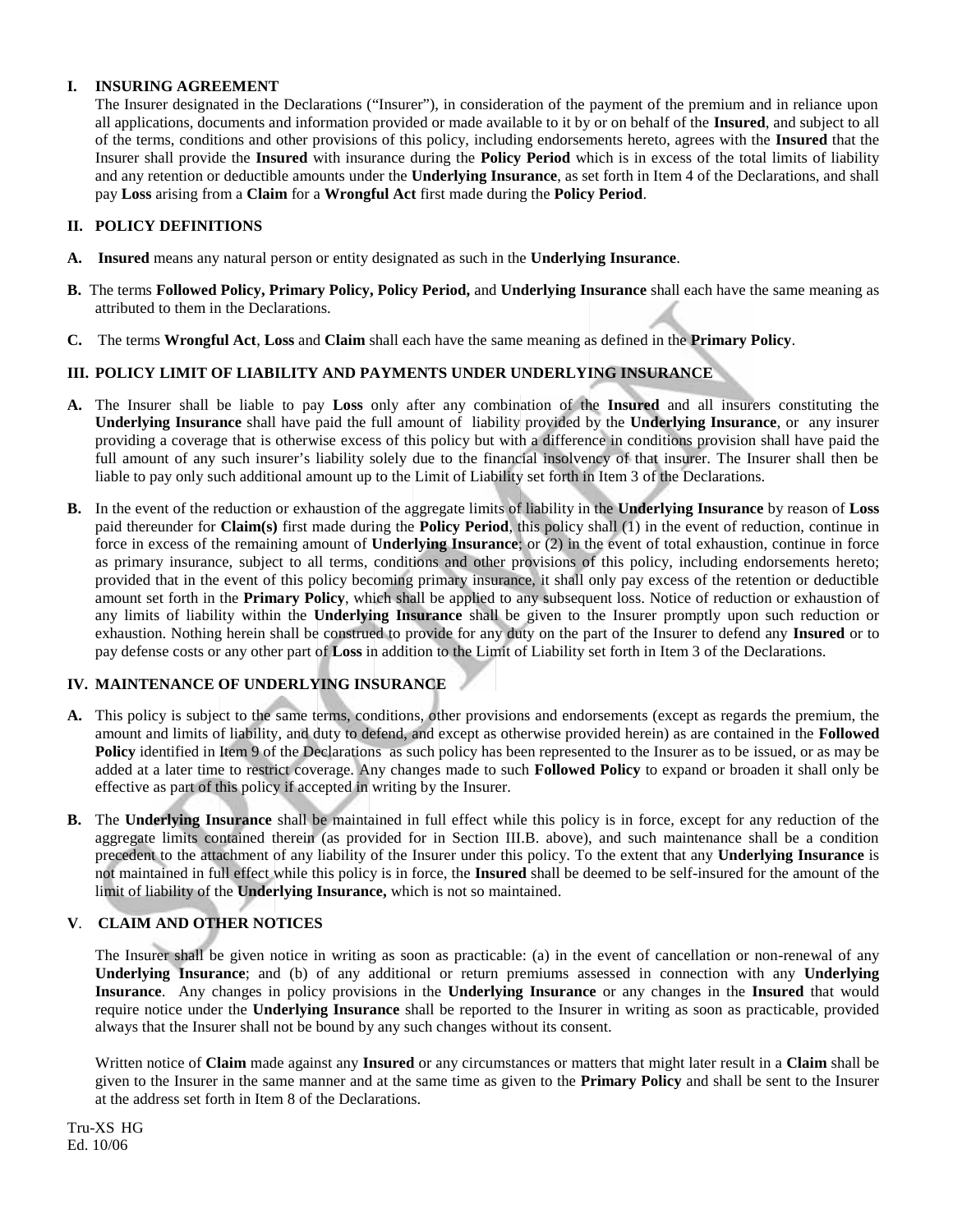## I. INSURING AGREEMENT

The Insurer designated in the Declarations ("Insurer"), in consideration of the payment of the premium and in reliance upon all applications, documents and information provided or made available to it by or on behalf of the **Insured**, and subject to all of the terms, conditions and other provisions of this policy, including endorsements hereto, agrees with the **Insured** that the Insurer shall provide the **Insured** with insurance during the **Policy Period** which is in excess of the total limits of liability and any retention or deductible amounts under the **Underlying Insurance**, as set forth in Item 4 of the Declarations, and shall pay **Loss** arising from a **Claim** for a **Wrongful Act** first made during the **Policy Period**.

## II. POLICY DEFINITIONS

**A.** **Insured** means any natural person or entity designated as such in the **Underlying Insurance**.

**B.** The terms **Followed Policy, Primary Policy, Policy Period,** and **Underlying Insurance** shall each have the same meaning as attributed to them in the Declarations.

**C.** The terms **Wrongful Act**, **Loss** and **Claim** shall each have the same meaning as defined in the **Primary Policy**.

## III. POLICY LIMIT OF LIABILITY AND PAYMENTS UNDER UNDERLYING INSURANCE

**A.** The Insurer shall be liable to pay **Loss** only after any combination of the **Insured** and all insurers constituting the **Underlying Insurance** shall have paid the full amount of liability provided by the **Underlying Insurance**, or any insurer providing a coverage that is otherwise excess of this policy but with a difference in conditions provision shall have paid the full amount of any such insurer's liability solely due to the financial insolvency of that insurer. The Insurer shall then be liable to pay only such additional amount up to the Limit of Liability set forth in Item 3 of the Declarations.

**B.** In the event of the reduction or exhaustion of the aggregate limits of liability in the **Underlying Insurance** by reason of **Loss** paid thereunder for **Claim(s)** first made during the **Policy Period**, this policy shall (1) in the event of reduction, continue in force in excess of the remaining amount of **Underlying Insurance**; or (2) in the event of total exhaustion, continue in force as primary insurance, subject to all terms, conditions and other provisions of this policy, including endorsements hereto; provided that in the event of this policy becoming primary insurance, it shall only pay excess of the retention or deductible amount set forth in the **Primary Policy**, which shall be applied to any subsequent loss. Notice of reduction or exhaustion of any limits of liability within the **Underlying Insurance** shall be given to the Insurer promptly upon such reduction or exhaustion. Nothing herein shall be construed to provide for any duty on the part of the Insurer to defend any **Insured** or to pay defense costs or any other part of **Loss** in addition to the Limit of Liability set forth in Item 3 of the Declarations.

## IV. MAINTENANCE OF UNDERLYING INSURANCE

**A.** This policy is subject to the same terms, conditions, other provisions and endorsements (except as regards the premium, the amount and limits of liability, and duty to defend, and except as otherwise provided herein) as are contained in the **Followed Policy** identified in Item 9 of the Declarations as such policy has been represented to the Insurer as to be issued, or as may be added at a later time to restrict coverage. Any changes made to such **Followed Policy** to expand or broaden it shall only be effective as part of this policy if accepted in writing by the Insurer.

**B.** The **Underlying Insurance** shall be maintained in full effect while this policy is in force, except for any reduction of the aggregate limits contained therein (as provided for in Section III.B. above), and such maintenance shall be a condition precedent to the attachment of any liability of the Insurer under this policy. To the extent that any **Underlying Insurance** is not maintained in full effect while this policy is in force, the **Insured** shall be deemed to be self-insured for the amount of the limit of liability of the **Underlying Insurance,** which is not so maintained.

## V. CLAIM AND OTHER NOTICES

The Insurer shall be given notice in writing as soon as practicable: (a) in the event of cancellation or non-renewal of any **Underlying Insurance**; and (b) of any additional or return premiums assessed in connection with any **Underlying Insurance**. Any changes in policy provisions in the **Underlying Insurance** or any changes in the **Insured** that would require notice under the **Underlying Insurance** shall be reported to the Insurer in writing as soon as practicable, provided always that the Insurer shall not be bound by any such changes without its consent.

Written notice of **Claim** made against any **Insured** or any circumstances or matters that might later result in a **Claim** shall be given to the Insurer in the same manner and at the same time as given to the **Primary Policy** and shall be sent to the Insurer at the address set forth in Item 8 of the Declarations.

Tru-XS HG
Ed. 10/06